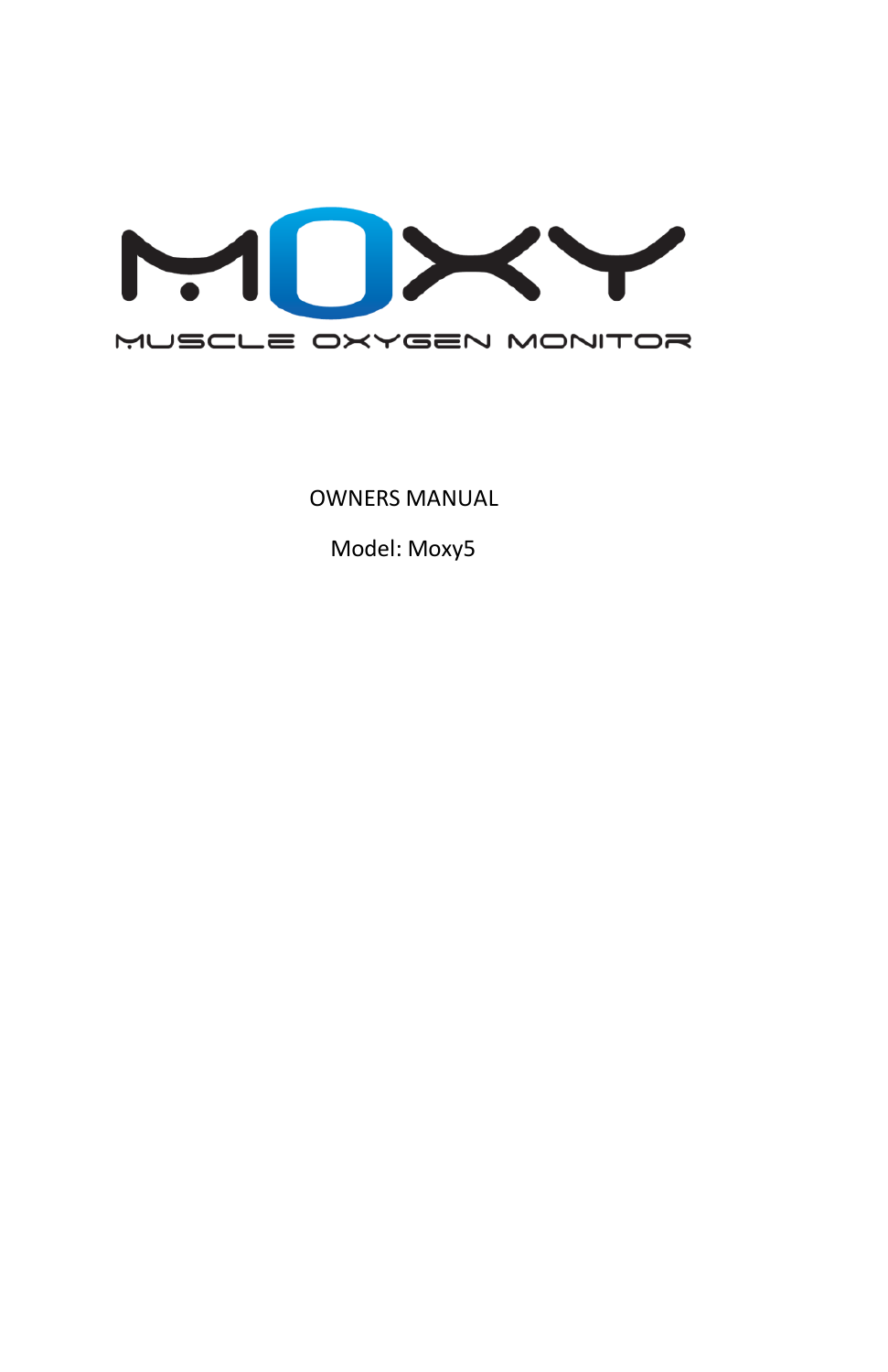# MOXY

MUSCLE OXYGEN MONITOR

OWNERS MANUAL

Model: Moxy5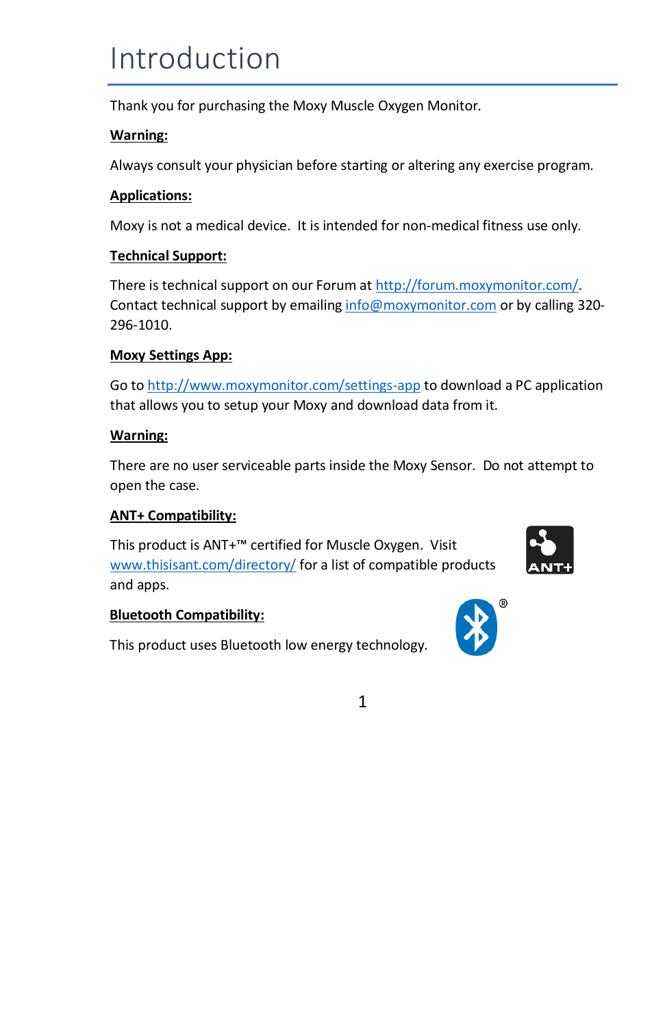# Introduction

Thank you for purchasing the Moxy Muscle Oxygen Monitor.

**Warning:**

Always consult your physician before starting or altering any exercise program.

**Applications:**

Moxy is not a medical device. It is intended for non-medical fitness use only.

**Technical Support:**

There is technical support on our Forum at http://forum.moxymonitor.com/. Contact technical support by emailing info@moxymonitor.com or by calling 320-296-1010.

**Moxy Settings App:**

Go to http://www.moxymonitor.com/settings-app to download a PC application that allows you to setup your Moxy and download data from it.

**Warning:**

There are no user serviceable parts inside the Moxy Sensor. Do not attempt to open the case.

**ANT+ Compatibility:**

This product is ANT+™ certified for Muscle Oxygen. Visit www.thisisant.com/directory/ for a list of compatible products and apps.

**Bluetooth Compatibility:**

This product uses Bluetooth low energy technology.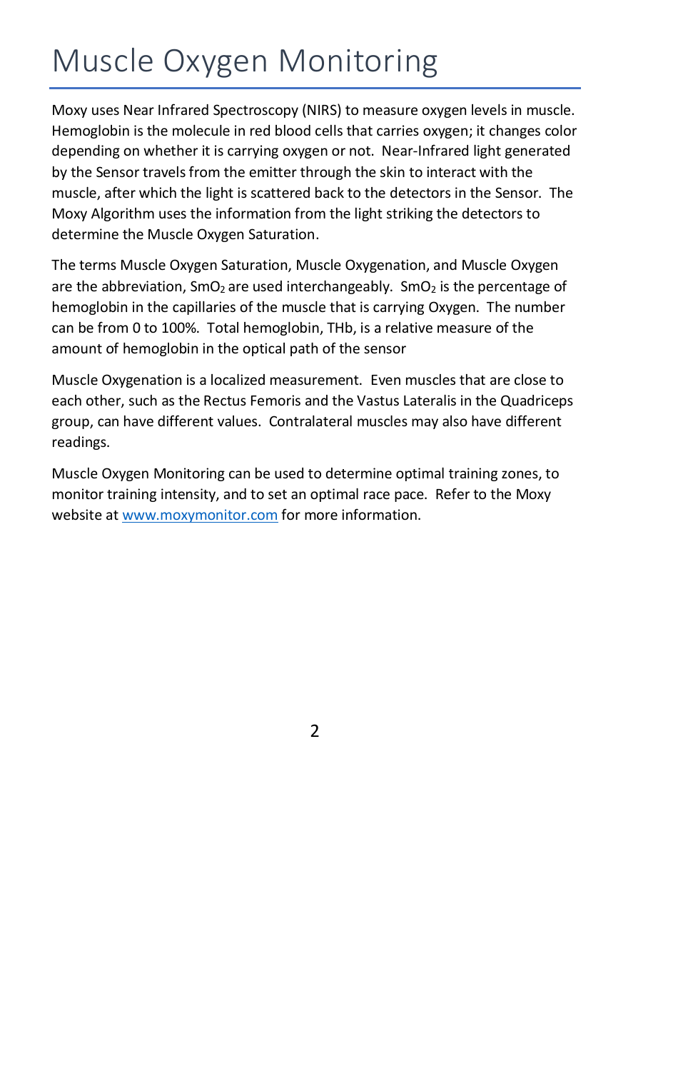# Muscle Oxygen Monitoring

Moxy uses Near Infrared Spectroscopy (NIRS) to measure oxygen levels in muscle. Hemoglobin is the molecule in red blood cells that carries oxygen; it changes color depending on whether it is carrying oxygen or not. Near-Infrared light generated by the Sensor travels from the emitter through the skin to interact with the muscle, after which the light is scattered back to the detectors in the Sensor. The Moxy Algorithm uses the information from the light striking the detectors to determine the Muscle Oxygen Saturation.

The terms Muscle Oxygen Saturation, Muscle Oxygenation, and Muscle Oxygen are the abbreviation, $SmO_2$ are used interchangeably. $SmO_2$ is the percentage of hemoglobin in the capillaries of the muscle that is carrying Oxygen. The number can be from 0 to 100%. Total hemoglobin, THb, is a relative measure of the amount of hemoglobin in the optical path of the sensor

Muscle Oxygenation is a localized measurement. Even muscles that are close to each other, such as the Rectus Femoris and the Vastus Lateralis in the Quadriceps group, can have different values. Contralateral muscles may also have different readings.

Muscle Oxygen Monitoring can be used to determine optimal training zones, to monitor training intensity, and to set an optimal race pace. Refer to the Moxy website at [www.moxymonitor.com](http://www.moxymonitor.com) for more information.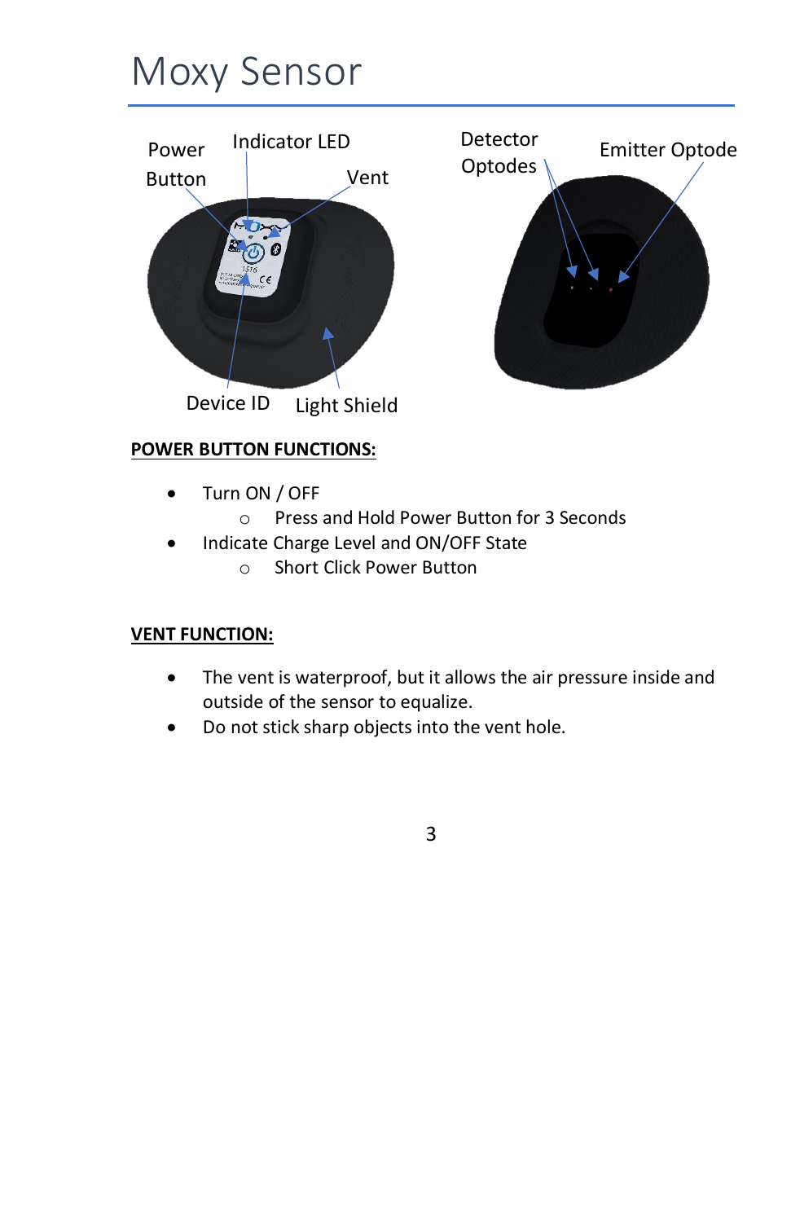# Moxy Sensor

Power Button

Indicator LED

Vent

Device ID

Light Shield

Detector Optodes

Emitter Optode

**POWER BUTTON FUNCTIONS:**

- Turn ON / OFF
  - Press and Hold Power Button for 3 Seconds
- Indicate Charge Level and ON/OFF State
  - Short Click Power Button

**VENT FUNCTION:**

- The vent is waterproof, but it allows the air pressure inside and outside of the sensor to equalize.
- Do not stick sharp objects into the vent hole.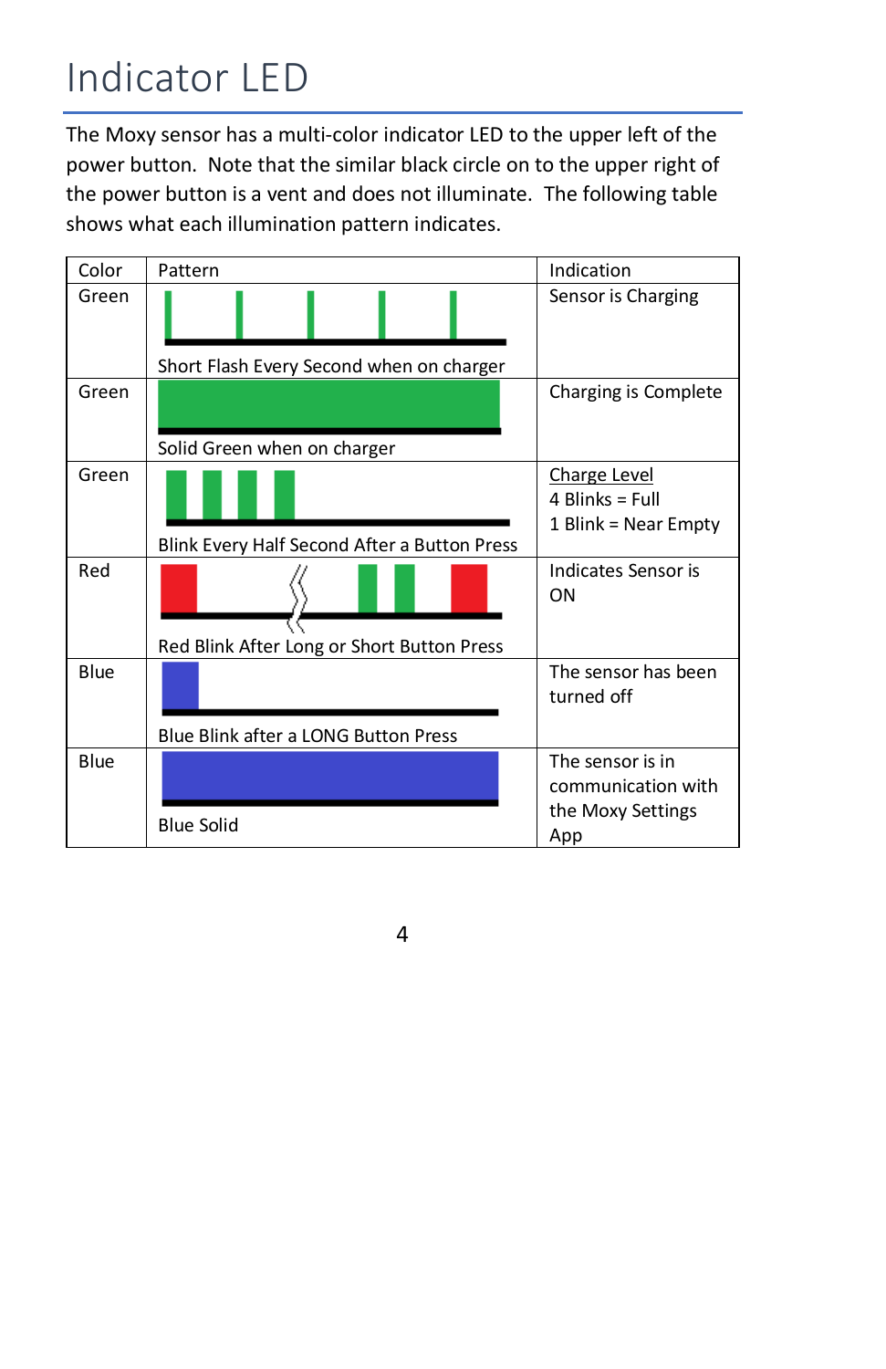# Indicator LED

The Moxy sensor has a multi-color indicator LED to the upper left of the power button. Note that the similar black circle on to the upper right of the power button is a vent and does not illuminate. The following table shows what each illumination pattern indicates.

| Color | Pattern | Indication |
|---|---|---|
| Green | Short Flash Every Second when on charger | Sensor is Charging |
| Green | Solid Green when on charger | Charging is Complete |
| Green | Blink Every Half Second After a Button Press | Charge Level<br>4 Blinks = Full<br>1 Blink = Near Empty |
| Red | Red Blink After Long or Short Button Press | Indicates Sensor is ON |
| Blue | Blue Blink after a LONG Button Press | The sensor has been turned off |
| Blue | Blue Solid | The sensor is in communication with the Moxy Settings App |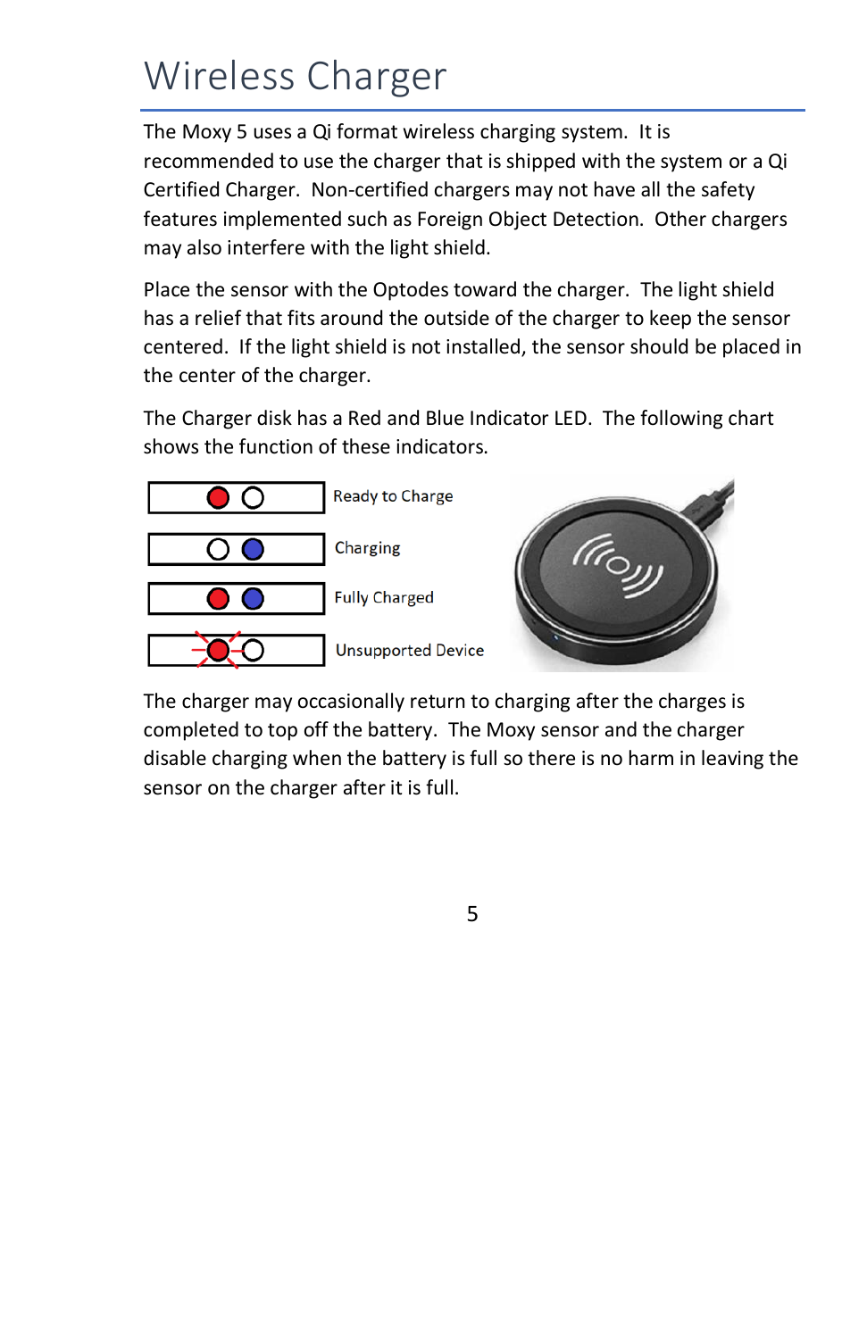# Wireless Charger

The Moxy 5 uses a Qi format wireless charging system. It is recommended to use the charger that is shipped with the system or a Qi Certified Charger. Non-certified chargers may not have all the safety features implemented such as Foreign Object Detection. Other chargers may also interfere with the light shield.

Place the sensor with the Optodes toward the charger. The light shield has a relief that fits around the outside of the charger to keep the sensor centered. If the light shield is not installed, the sensor should be placed in the center of the charger.

The Charger disk has a Red and Blue Indicator LED. The following chart shows the function of these indicators.

| Indicator | Function |
|---|---|
| Red on, Blue off | Ready to Charge |
| Red off, Blue on | Charging |
| Red on, Blue on | Fully Charged |
| Red flashing, Blue off | Unsupported Device |

The charger may occasionally return to charging after the charges is completed to top off the battery. The Moxy sensor and the charger disable charging when the battery is full so there is no harm in leaving the sensor on the charger after it is full.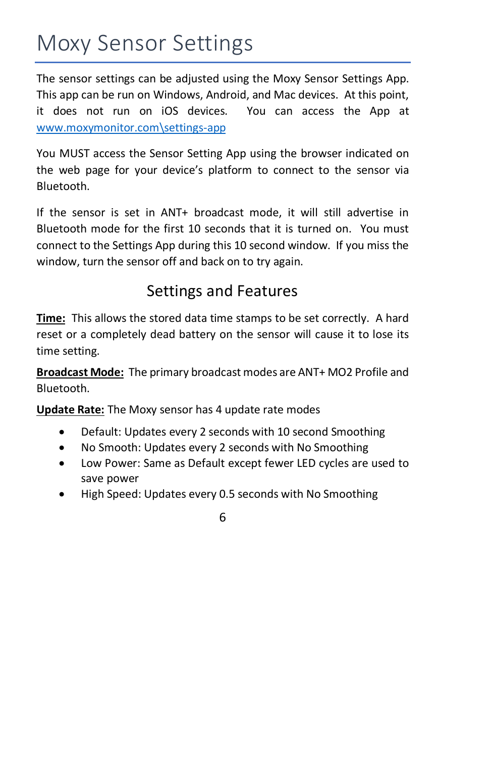# Moxy Sensor Settings

The sensor settings can be adjusted using the Moxy Sensor Settings App. This app can be run on Windows, Android, and Mac devices. At this point, it does not run on iOS devices. You can access the App at [www.moxymonitor.com\settings-app](www.moxymonitor.com\settings-app)

You MUST access the Sensor Setting App using the browser indicated on the web page for your device's platform to connect to the sensor via Bluetooth.

If the sensor is set in ANT+ broadcast mode, it will still advertise in Bluetooth mode for the first 10 seconds that it is turned on. You must connect to the Settings App during this 10 second window. If you miss the window, turn the sensor off and back on to try again.

## Settings and Features

**Time:** This allows the stored data time stamps to be set correctly. A hard reset or a completely dead battery on the sensor will cause it to lose its time setting.

**Broadcast Mode:** The primary broadcast modes are ANT+ MO2 Profile and Bluetooth.

**Update Rate:** The Moxy sensor has 4 update rate modes

- Default: Updates every 2 seconds with 10 second Smoothing
- No Smooth: Updates every 2 seconds with No Smoothing
- Low Power: Same as Default except fewer LED cycles are used to save power
- High Speed: Updates every 0.5 seconds with No Smoothing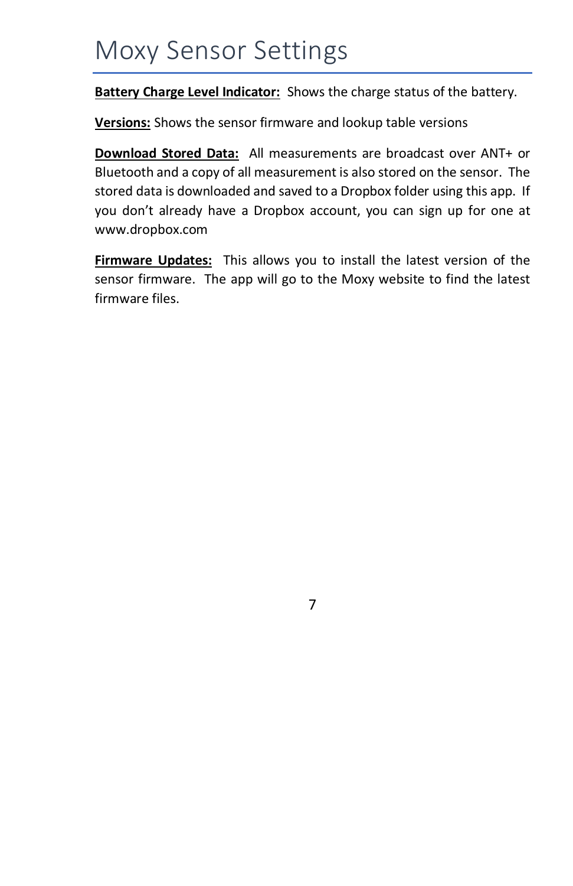# Moxy Sensor Settings

**Battery Charge Level Indicator:** Shows the charge status of the battery.

**Versions:** Shows the sensor firmware and lookup table versions

**Download Stored Data:** All measurements are broadcast over ANT+ or Bluetooth and a copy of all measurement is also stored on the sensor. The stored data is downloaded and saved to a Dropbox folder using this app. If you don't already have a Dropbox account, you can sign up for one at www.dropbox.com

**Firmware Updates:** This allows you to install the latest version of the sensor firmware. The app will go to the Moxy website to find the latest firmware files.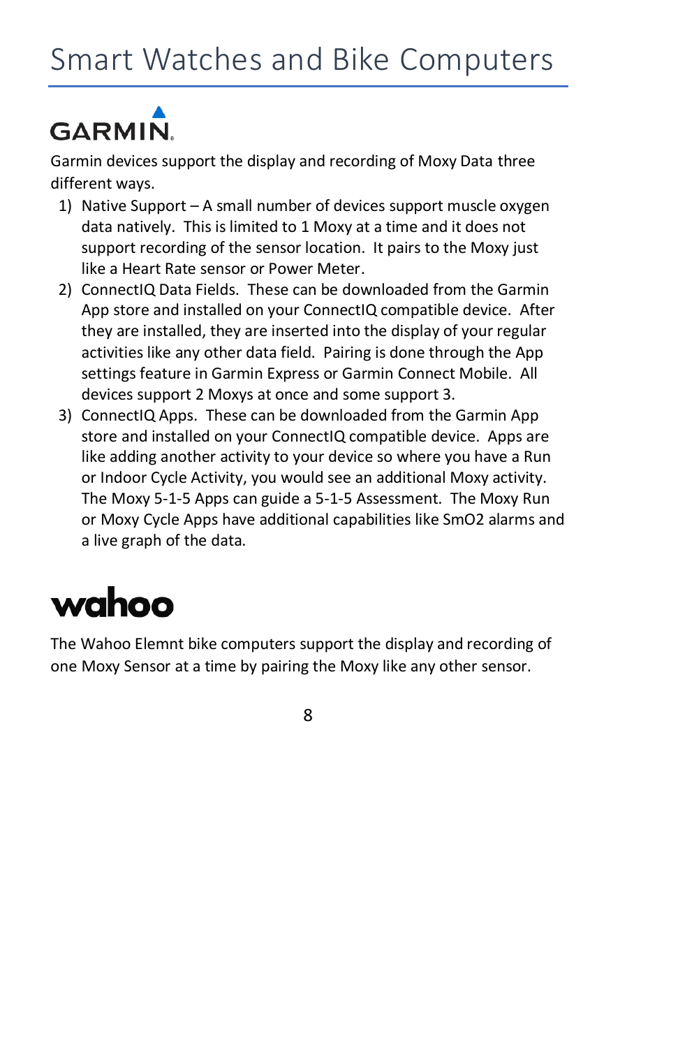# Smart Watches and Bike Computers

## GARMIN

Garmin devices support the display and recording of Moxy Data three different ways.

1) Native Support – A small number of devices support muscle oxygen data natively. This is limited to 1 Moxy at a time and it does not support recording of the sensor location. It pairs to the Moxy just like a Heart Rate sensor or Power Meter.
2) ConnectIQ Data Fields. These can be downloaded from the Garmin App store and installed on your ConnectIQ compatible device. After they are installed, they are inserted into the display of your regular activities like any other data field. Pairing is done through the App settings feature in Garmin Express or Garmin Connect Mobile. All devices support 2 Moxys at once and some support 3.
3) ConnectIQ Apps. These can be downloaded from the Garmin App store and installed on your ConnectIQ compatible device. Apps are like adding another activity to your device so where you have a Run or Indoor Cycle Activity, you would see an additional Moxy activity. The Moxy 5-1-5 Apps can guide a 5-1-5 Assessment. The Moxy Run or Moxy Cycle Apps have additional capabilities like SmO2 alarms and a live graph of the data.

## wahoo

The Wahoo Elemnt bike computers support the display and recording of one Moxy Sensor at a time by pairing the Moxy like any other sensor.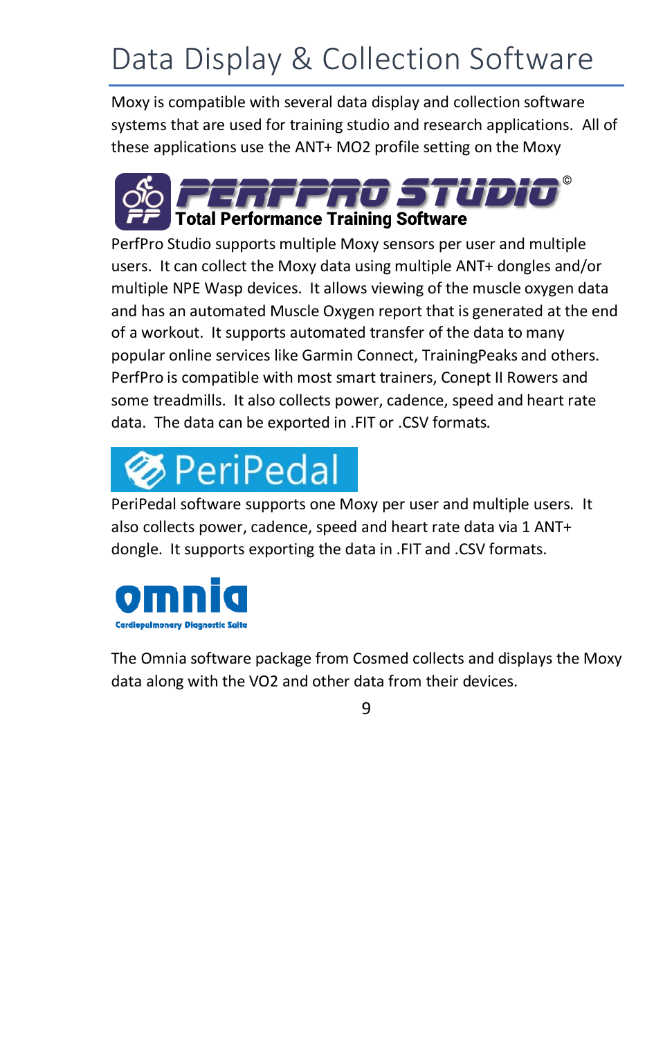# Data Display & Collection Software

Moxy is compatible with several data display and collection software systems that are used for training studio and research applications. All of these applications use the ANT+ MO2 profile setting on the Moxy

**PERFPRO STUDIO©**
**Total Performance Training Software**

PerfPro Studio supports multiple Moxy sensors per user and multiple users. It can collect the Moxy data using multiple ANT+ dongles and/or multiple NPE Wasp devices. It allows viewing of the muscle oxygen data and has an automated Muscle Oxygen report that is generated at the end of a workout. It supports automated transfer of the data to many popular online services like Garmin Connect, TrainingPeaks and others. PerfPro is compatible with most smart trainers, Conept II Rowers and some treadmills. It also collects power, cadence, speed and heart rate data. The data can be exported in .FIT or .CSV formats.

**PeriPedal**

PeriPedal software supports one Moxy per user and multiple users. It also collects power, cadence, speed and heart rate data via 1 ANT+ dongle. It supports exporting the data in .FIT and .CSV formats.

**omnia**
**Cardiopulmonary Diagnostic Suite**

The Omnia software package from Cosmed collects and displays the Moxy data along with the VO2 and other data from their devices.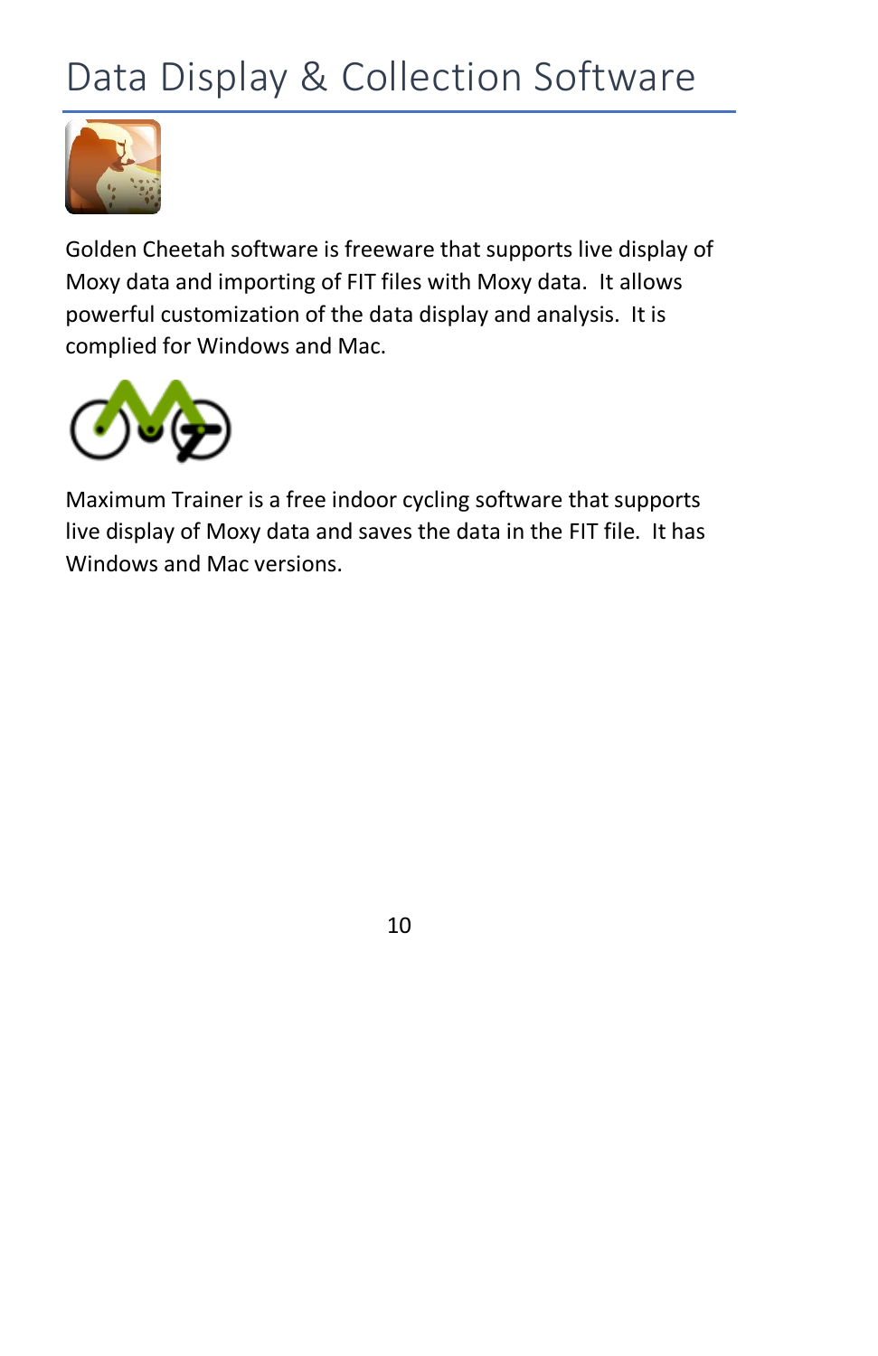# Data Display & Collection Software

Golden Cheetah software is freeware that supports live display of Moxy data and importing of FIT files with Moxy data.  It allows powerful customization of the data display and analysis.  It is complied for Windows and Mac.

Maximum Trainer is a free indoor cycling software that supports live display of Moxy data and saves the data in the FIT file.  It has Windows and Mac versions.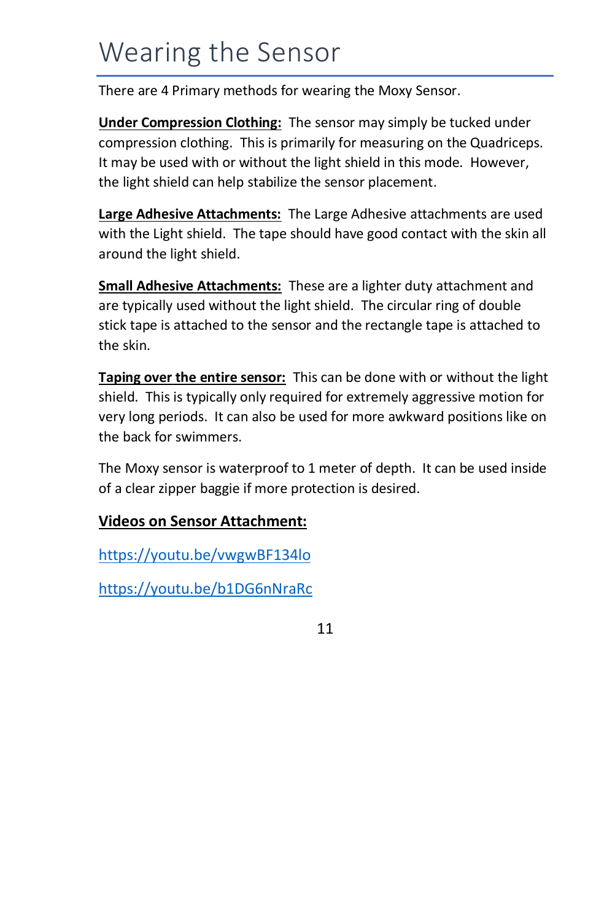# Wearing the Sensor

There are 4 Primary methods for wearing the Moxy Sensor.

**Under Compression Clothing:** The sensor may simply be tucked under compression clothing. This is primarily for measuring on the Quadriceps. It may be used with or without the light shield in this mode. However, the light shield can help stabilize the sensor placement.

**Large Adhesive Attachments:** The Large Adhesive attachments are used with the Light shield. The tape should have good contact with the skin all around the light shield.

**Small Adhesive Attachments:** These are a lighter duty attachment and are typically used without the light shield. The circular ring of double stick tape is attached to the sensor and the rectangle tape is attached to the skin.

**Taping over the entire sensor:** This can be done with or without the light shield. This is typically only required for extremely aggressive motion for very long periods. It can also be used for more awkward positions like on the back for swimmers.

The Moxy sensor is waterproof to 1 meter of depth. It can be used inside of a clear zipper baggie if more protection is desired.

**Videos on Sensor Attachment:**

https://youtu.be/vwgwBF134lo

https://youtu.be/b1DG6nNraRc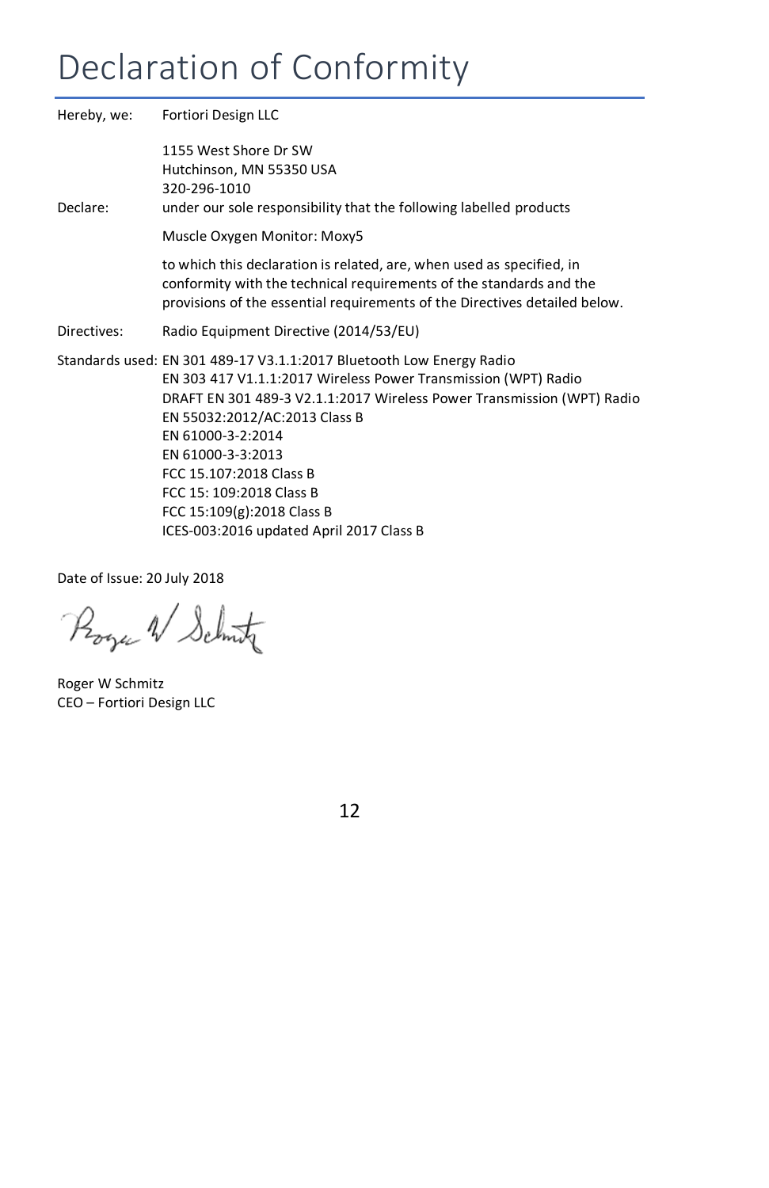# Declaration of Conformity

Hereby, we: Fortiori Design LLC

1155 West Shore Dr SW
Hutchinson, MN 55350 USA
320-296-1010

Declare: under our sole responsibility that the following labelled products

Muscle Oxygen Monitor: Moxy5

to which this declaration is related, are, when used as specified, in conformity with the technical requirements of the standards and the provisions of the essential requirements of the Directives detailed below.

Directives: Radio Equipment Directive (2014/53/EU)

Standards used: EN 301 489-17 V3.1.1:2017 Bluetooth Low Energy Radio
EN 303 417 V1.1.1:2017 Wireless Power Transmission (WPT) Radio
DRAFT EN 301 489-3 V2.1.1:2017 Wireless Power Transmission (WPT) Radio
EN 55032:2012/AC:2013 Class B
EN 61000-3-2:2014
EN 61000-3-3:2013
FCC 15.107:2018 Class B
FCC 15: 109:2018 Class B
FCC 15:109(g):2018 Class B
ICES-003:2016 updated April 2017 Class B

Date of Issue: 20 July 2018

Roger W Schmitz
CEO – Fortiori Design LLC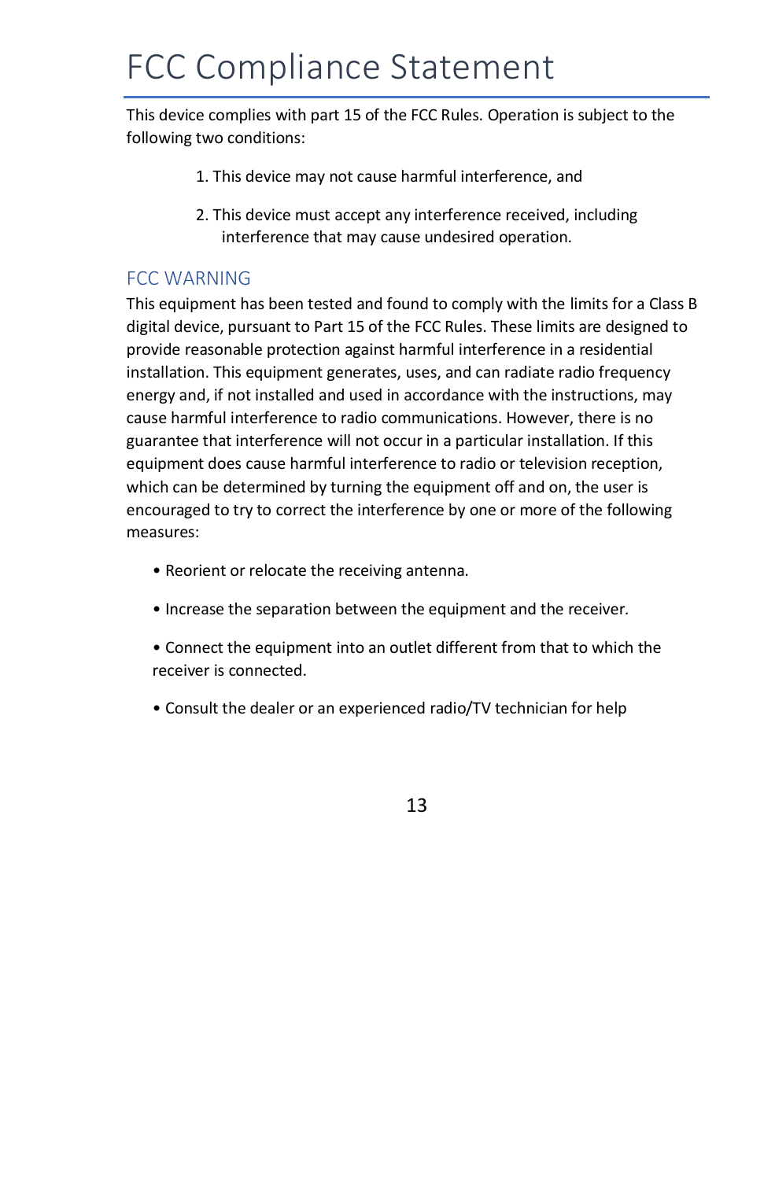# FCC Compliance Statement

This device complies with part 15 of the FCC Rules. Operation is subject to the following two conditions:

1. This device may not cause harmful interference, and
2. This device must accept any interference received, including interference that may cause undesired operation.

## FCC WARNING

This equipment has been tested and found to comply with the limits for a Class B digital device, pursuant to Part 15 of the FCC Rules. These limits are designed to provide reasonable protection against harmful interference in a residential installation. This equipment generates, uses, and can radiate radio frequency energy and, if not installed and used in accordance with the instructions, may cause harmful interference to radio communications. However, there is no guarantee that interference will not occur in a particular installation. If this equipment does cause harmful interference to radio or television reception, which can be determined by turning the equipment off and on, the user is encouraged to try to correct the interference by one or more of the following measures:

- Reorient or relocate the receiving antenna.
- Increase the separation between the equipment and the receiver.
- Connect the equipment into an outlet different from that to which the receiver is connected.
- Consult the dealer or an experienced radio/TV technician for help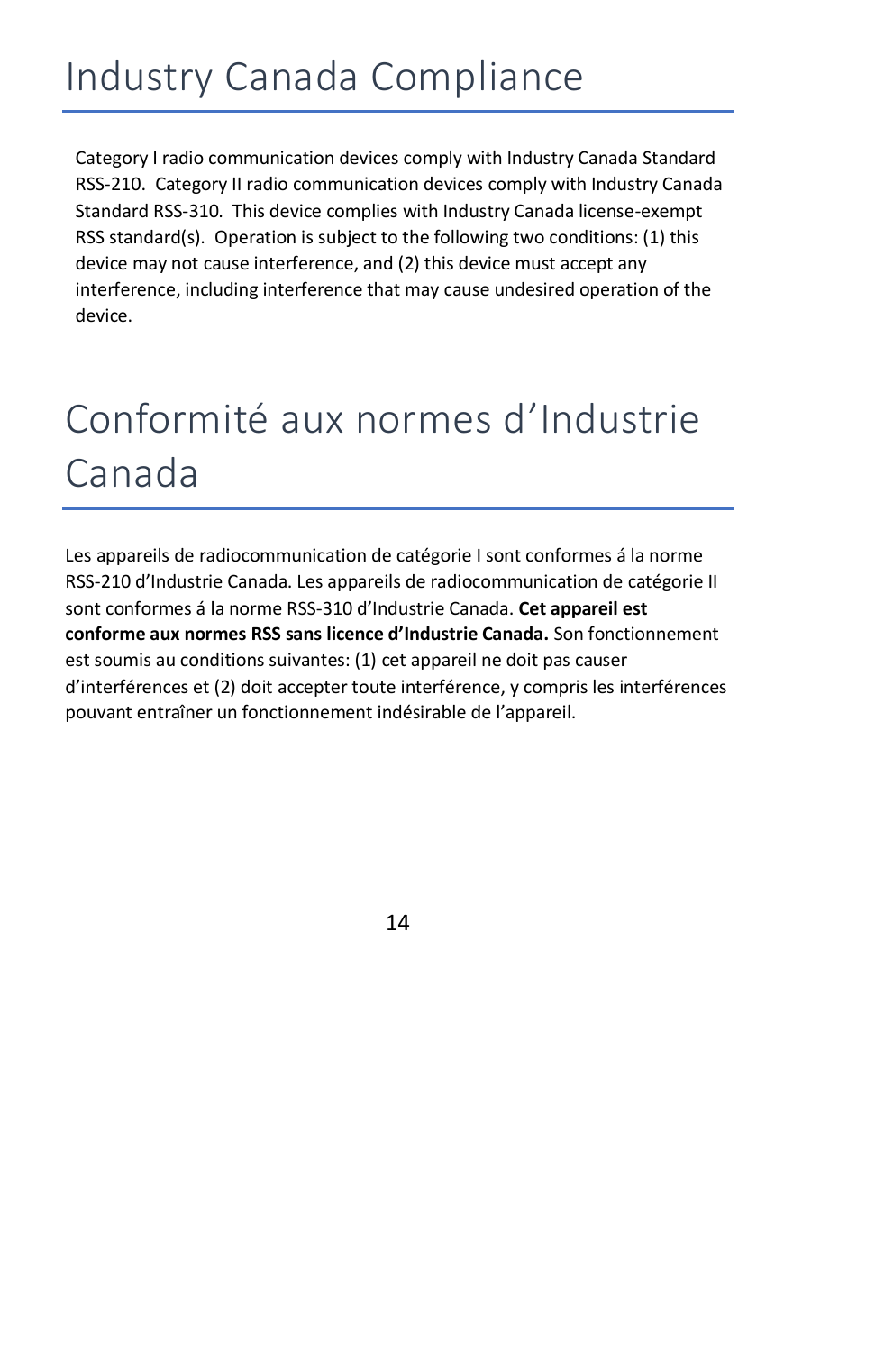# Industry Canada Compliance

Category I radio communication devices comply with Industry Canada Standard RSS-210. Category II radio communication devices comply with Industry Canada Standard RSS-310. This device complies with Industry Canada license-exempt RSS standard(s). Operation is subject to the following two conditions: (1) this device may not cause interference, and (2) this device must accept any interference, including interference that may cause undesired operation of the device.

# Conformité aux normes d'Industrie Canada

Les appareils de radiocommunication de catégorie I sont conformes á la norme RSS-210 d'Industrie Canada. Les appareils de radiocommunication de catégorie II sont conformes á la norme RSS-310 d'Industrie Canada. **Cet appareil est conforme aux normes RSS sans licence d'Industrie Canada.** Son fonctionnement est soumis au conditions suivantes: (1) cet appareil ne doit pas causer d'interférences et (2) doit accepter toute interférence, y compris les interférences pouvant entraîner un fonctionnement indésirable de l'appareil.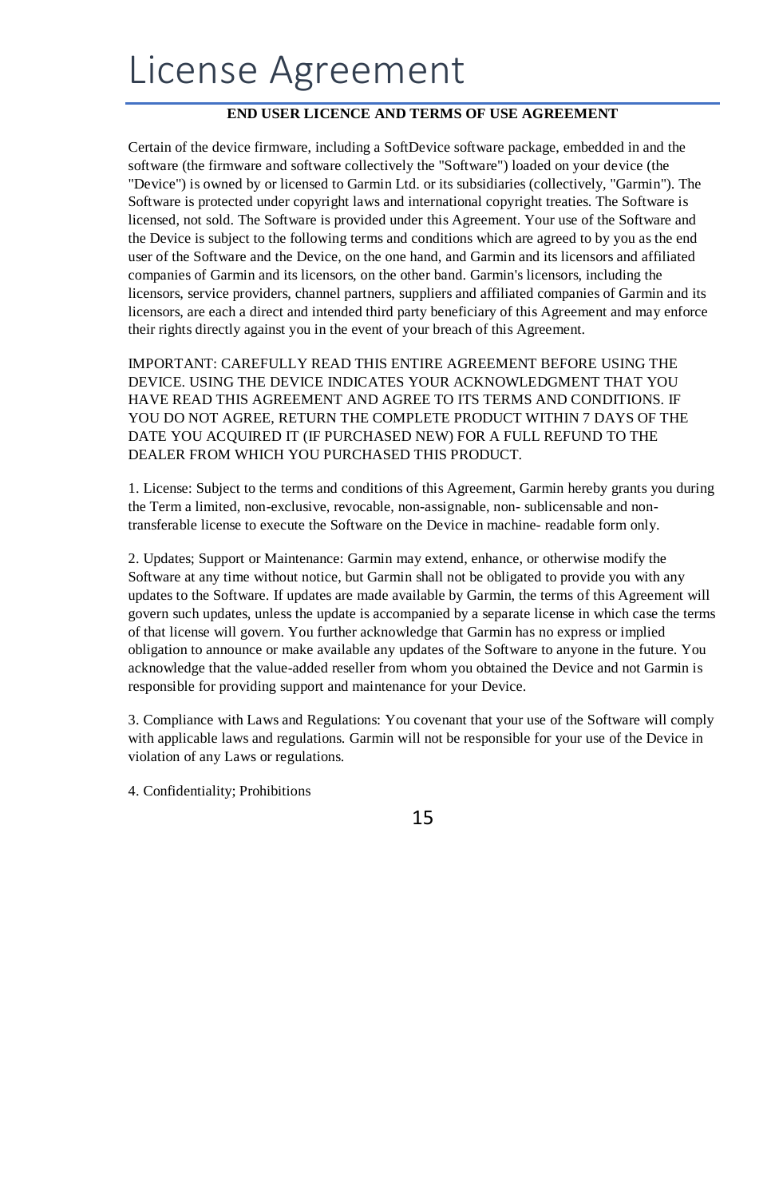# License Agreement

**END USER LICENCE AND TERMS OF USE AGREEMENT**

Certain of the device firmware, including a SoftDevice software package, embedded in and the software (the firmware and software collectively the "Software") loaded on your device (the "Device") is owned by or licensed to Garmin Ltd. or its subsidiaries (collectively, "Garmin"). The Software is protected under copyright laws and international copyright treaties. The Software is licensed, not sold. The Software is provided under this Agreement. Your use of the Software and the Device is subject to the following terms and conditions which are agreed to by you as the end user of the Software and the Device, on the one hand, and Garmin and its licensors and affiliated companies of Garmin and its licensors, on the other band. Garmin's licensors, including the licensors, service providers, channel partners, suppliers and affiliated companies of Garmin and its licensors, are each a direct and intended third party beneficiary of this Agreement and may enforce their rights directly against you in the event of your breach of this Agreement.

IMPORTANT: CAREFULLY READ THIS ENTIRE AGREEMENT BEFORE USING THE DEVICE. USING THE DEVICE INDICATES YOUR ACKNOWLEDGMENT THAT YOU HAVE READ THIS AGREEMENT AND AGREE TO ITS TERMS AND CONDITIONS. IF YOU DO NOT AGREE, RETURN THE COMPLETE PRODUCT WITHIN 7 DAYS OF THE DATE YOU ACQUIRED IT (IF PURCHASED NEW) FOR A FULL REFUND TO THE DEALER FROM WHICH YOU PURCHASED THIS PRODUCT.

1. License: Subject to the terms and conditions of this Agreement, Garmin hereby grants you during the Term a limited, non-exclusive, revocable, non-assignable, non- sublicensable and non-transferable license to execute the Software on the Device in machine- readable form only.

2. Updates; Support or Maintenance: Garmin may extend, enhance, or otherwise modify the Software at any time without notice, but Garmin shall not be obligated to provide you with any updates to the Software. If updates are made available by Garmin, the terms of this Agreement will govern such updates, unless the update is accompanied by a separate license in which case the terms of that license will govern. You further acknowledge that Garmin has no express or implied obligation to announce or make available any updates of the Software to anyone in the future. You acknowledge that the value-added reseller from whom you obtained the Device and not Garmin is responsible for providing support and maintenance for your Device.

3. Compliance with Laws and Regulations: You covenant that your use of the Software will comply with applicable laws and regulations. Garmin will not be responsible for your use of the Device in violation of any Laws or regulations.

4. Confidentiality; Prohibitions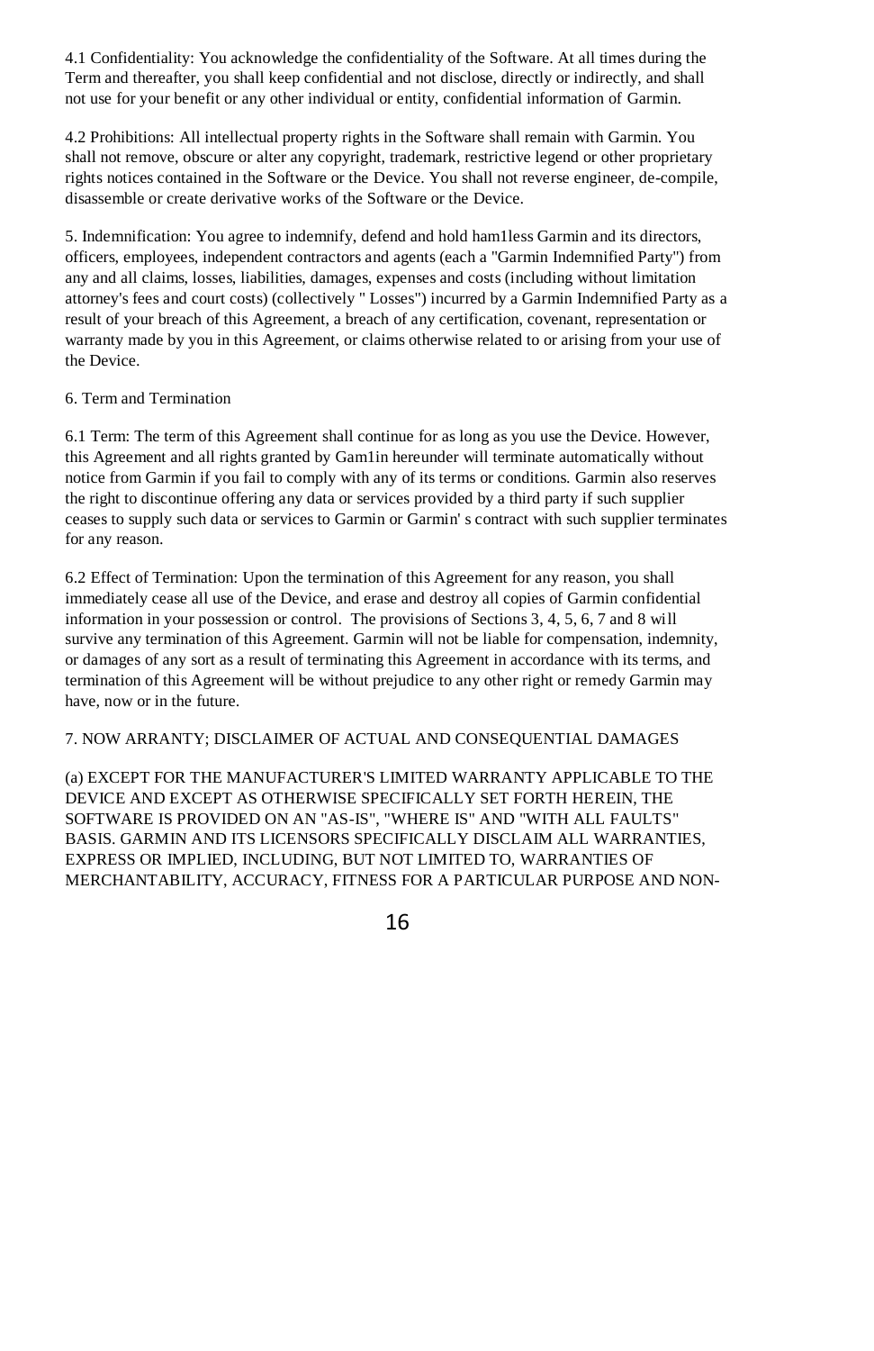4.1 Confidentiality: You acknowledge the confidentiality of the Software. At all times during the Term and thereafter, you shall keep confidential and not disclose, directly or indirectly, and shall not use for your benefit or any other individual or entity, confidential information of Garmin.

4.2 Prohibitions: All intellectual property rights in the Software shall remain with Garmin. You shall not remove, obscure or alter any copyright, trademark, restrictive legend or other proprietary rights notices contained in the Software or the Device. You shall not reverse engineer, de-compile, disassemble or create derivative works of the Software or the Device.

5. Indemnification: You agree to indemnify, defend and hold ham1less Garmin and its directors, officers, employees, independent contractors and agents (each a "Garmin Indemnified Party") from any and all claims, losses, liabilities, damages, expenses and costs (including without limitation attorney's fees and court costs) (collectively " Losses") incurred by a Garmin Indemnified Party as a result of your breach of this Agreement, a breach of any certification, covenant, representation or warranty made by you in this Agreement, or claims otherwise related to or arising from your use of the Device.

6. Term and Termination

6.1 Term: The term of this Agreement shall continue for as long as you use the Device. However, this Agreement and all rights granted by Gam1in hereunder will terminate automatically without notice from Garmin if you fail to comply with any of its terms or conditions. Garmin also reserves the right to discontinue offering any data or services provided by a third party if such supplier ceases to supply such data or services to Garmin or Garmin' s contract with such supplier terminates for any reason.

6.2 Effect of Termination: Upon the termination of this Agreement for any reason, you shall immediately cease all use of the Device, and erase and destroy all copies of Garmin confidential information in your possession or control. The provisions of Sections 3, 4, 5, 6, 7 and 8 will survive any termination of this Agreement. Garmin will not be liable for compensation, indemnity, or damages of any sort as a result of terminating this Agreement in accordance with its terms, and termination of this Agreement will be without prejudice to any other right or remedy Garmin may have, now or in the future.

7. NOW ARRANTY; DISCLAIMER OF ACTUAL AND CONSEQUENTIAL DAMAGES

(a) EXCEPT FOR THE MANUFACTURER'S LIMITED WARRANTY APPLICABLE TO THE DEVICE AND EXCEPT AS OTHERWISE SPECIFICALLY SET FORTH HEREIN, THE SOFTWARE IS PROVIDED ON AN "AS-IS", "WHERE IS" AND "WITH ALL FAULTS" BASIS. GARMIN AND ITS LICENSORS SPECIFICALLY DISCLAIM ALL WARRANTIES, EXPRESS OR IMPLIED, INCLUDING, BUT NOT LIMITED TO, WARRANTIES OF MERCHANTABILITY, ACCURACY, FITNESS FOR A PARTICULAR PURPOSE AND NON-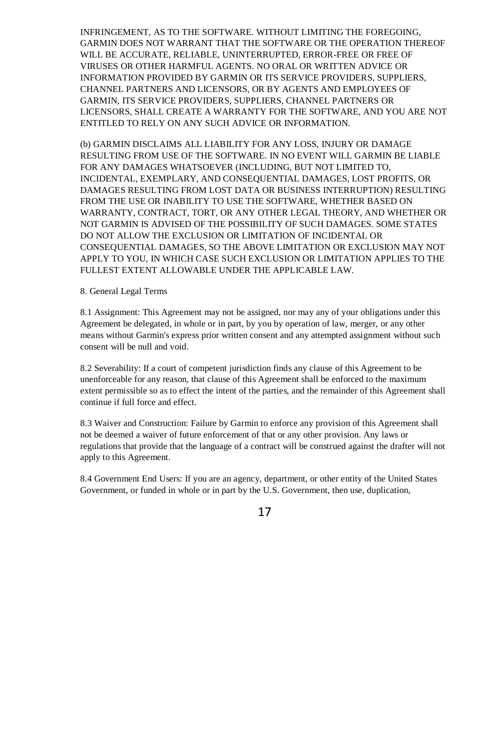INFRINGEMENT, AS TO THE SOFTWARE. WITHOUT LIMITING THE FOREGOING, GARMIN DOES NOT WARRANT THAT THE SOFTWARE OR THE OPERATION THEREOF WILL BE ACCURATE, RELIABLE, UNINTERRUPTED, ERROR-FREE OR FREE OF VIRUSES OR OTHER HARMFUL AGENTS. NO ORAL OR WRITTEN ADVICE OR INFORMATION PROVIDED BY GARMIN OR ITS SERVICE PROVIDERS, SUPPLIERS, CHANNEL PARTNERS AND LICENSORS, OR BY AGENTS AND EMPLOYEES OF GARMIN, ITS SERVICE PROVIDERS, SUPPLIERS, CHANNEL PARTNERS OR LICENSORS, SHALL CREATE A WARRANTY FOR THE SOFTWARE, AND YOU ARE NOT ENTITLED TO RELY ON ANY SUCH ADVICE OR INFORMATION.

(b) GARMIN DISCLAIMS ALL LIABILITY FOR ANY LOSS, INJURY OR DAMAGE RESULTING FROM USE OF THE SOFTWARE. IN NO EVENT WILL GARMIN BE LIABLE FOR ANY DAMAGES WHATSOEVER (INCLUDING, BUT NOT LIMITED TO, INCIDENTAL, EXEMPLARY, AND CONSEQUENTIAL DAMAGES, LOST PROFITS, OR DAMAGES RESULTING FROM LOST DATA OR BUSINESS INTERRUPTION) RESULTING FROM THE USE OR INABILITY TO USE THE SOFTWARE, WHETHER BASED ON WARRANTY, CONTRACT, TORT, OR ANY OTHER LEGAL THEORY, AND WHETHER OR NOT GARMIN IS ADVISED OF THE POSSIBILITY OF SUCH DAMAGES. SOME STATES DO NOT ALLOW THE EXCLUSION OR LIMITATION OF INCIDENTAL OR CONSEQUENTIAL DAMAGES, SO THE ABOVE LIMITATION OR EXCLUSION MAY NOT APPLY TO YOU, IN WHICH CASE SUCH EXCLUSION OR LIMITATION APPLIES TO THE FULLEST EXTENT ALLOWABLE UNDER THE APPLICABLE LAW.

8. General Legal Terms

8.1 Assignment: This Agreement may not be assigned, nor may any of your obligations under this Agreement be delegated, in whole or in part, by you by operation of law, merger, or any other means without Garmin's express prior written consent and any attempted assignment without such consent will be null and void.

8.2 Severability: If a court of competent jurisdiction finds any clause of this Agreement to be unenforceable for any reason, that clause of this Agreement shall be enforced to the maximum extent permissible so as to effect the intent of the parties, and the remainder of this Agreement shall continue if full force and effect.

8.3 Waiver and Construction: Failure by Garmin to enforce any provision of this Agreement shall not be deemed a waiver of future enforcement of that or any other provision. Any laws or regulations that provide that the language of a contract will be construed against the drafter will not apply to this Agreement.

8.4 Government End Users: If you are an agency, department, or other entity of the United States Government, or funded in whole or in part by the U.S. Government, then use, duplication,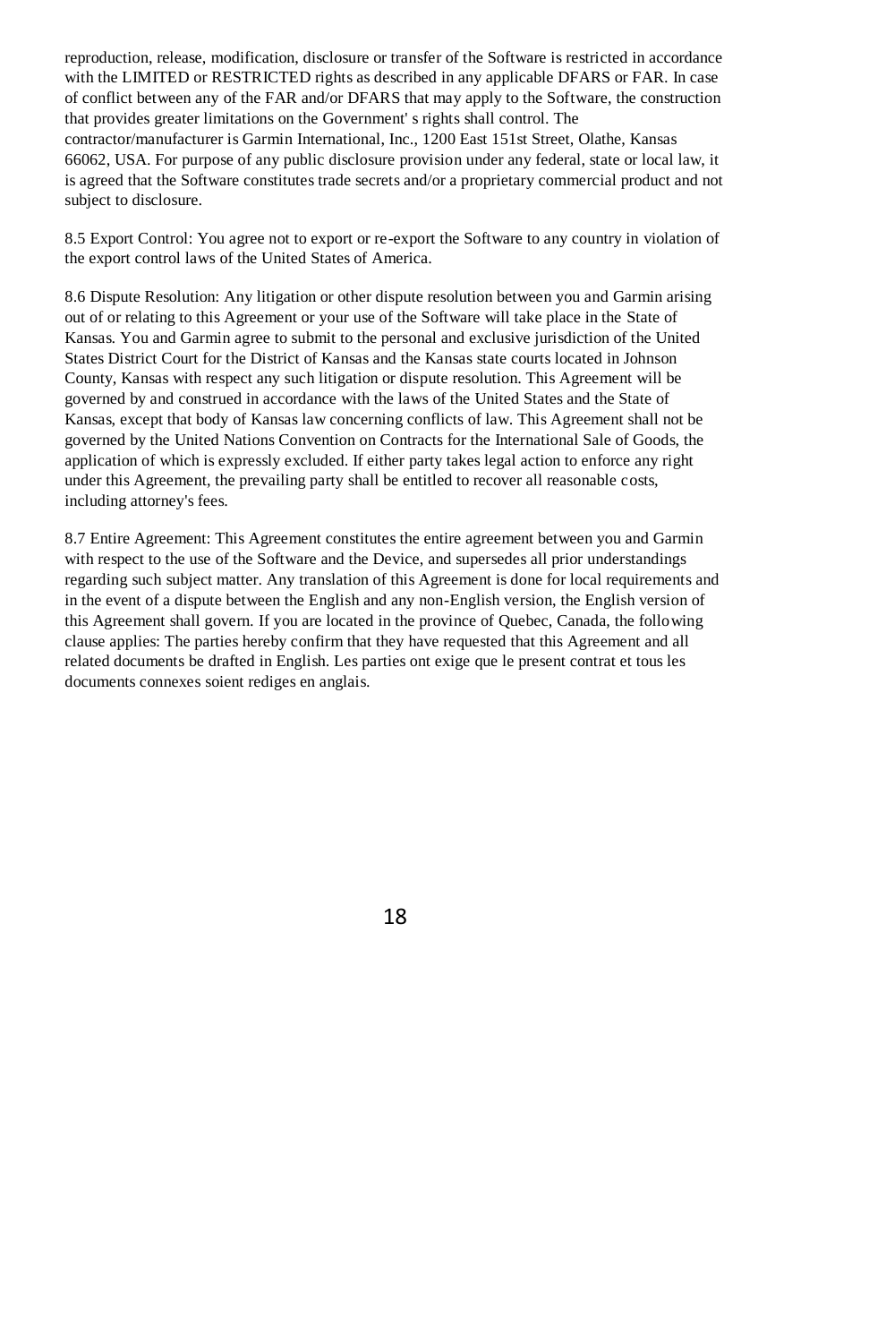reproduction, release, modification, disclosure or transfer of the Software is restricted in accordance with the LIMITED or RESTRICTED rights as described in any applicable DFARS or FAR. In case of conflict between any of the FAR and/or DFARS that may apply to the Software, the construction that provides greater limitations on the Government' s rights shall control. The contractor/manufacturer is Garmin International, Inc., 1200 East 151st Street, Olathe, Kansas 66062, USA. For purpose of any public disclosure provision under any federal, state or local law, it is agreed that the Software constitutes trade secrets and/or a proprietary commercial product and not subject to disclosure.

8.5 Export Control: You agree not to export or re-export the Software to any country in violation of the export control laws of the United States of America.

8.6 Dispute Resolution: Any litigation or other dispute resolution between you and Garmin arising out of or relating to this Agreement or your use of the Software will take place in the State of Kansas. You and Garmin agree to submit to the personal and exclusive jurisdiction of the United States District Court for the District of Kansas and the Kansas state courts located in Johnson County, Kansas with respect any such litigation or dispute resolution. This Agreement will be governed by and construed in accordance with the laws of the United States and the State of Kansas, except that body of Kansas law concerning conflicts of law. This Agreement shall not be governed by the United Nations Convention on Contracts for the International Sale of Goods, the application of which is expressly excluded. If either party takes legal action to enforce any right under this Agreement, the prevailing party shall be entitled to recover all reasonable costs, including attorney's fees.

8.7 Entire Agreement: This Agreement constitutes the entire agreement between you and Garmin with respect to the use of the Software and the Device, and supersedes all prior understandings regarding such subject matter. Any translation of this Agreement is done for local requirements and in the event of a dispute between the English and any non-English version, the English version of this Agreement shall govern. If you are located in the province of Quebec, Canada, the following clause applies: The parties hereby confirm that they have requested that this Agreement and all related documents be drafted in English. Les parties ont exige que le present contrat et tous les documents connexes soient rediges en anglais.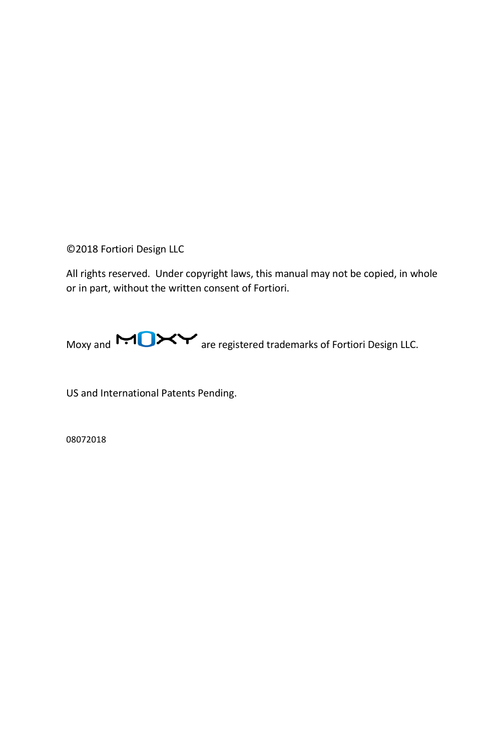©2018 Fortiori Design LLC

All rights reserved.  Under copyright laws, this manual may not be copied, in whole or in part, without the written consent of Fortiori.

Moxy and MOXY are registered trademarks of Fortiori Design LLC.

US and International Patents Pending.

08072018